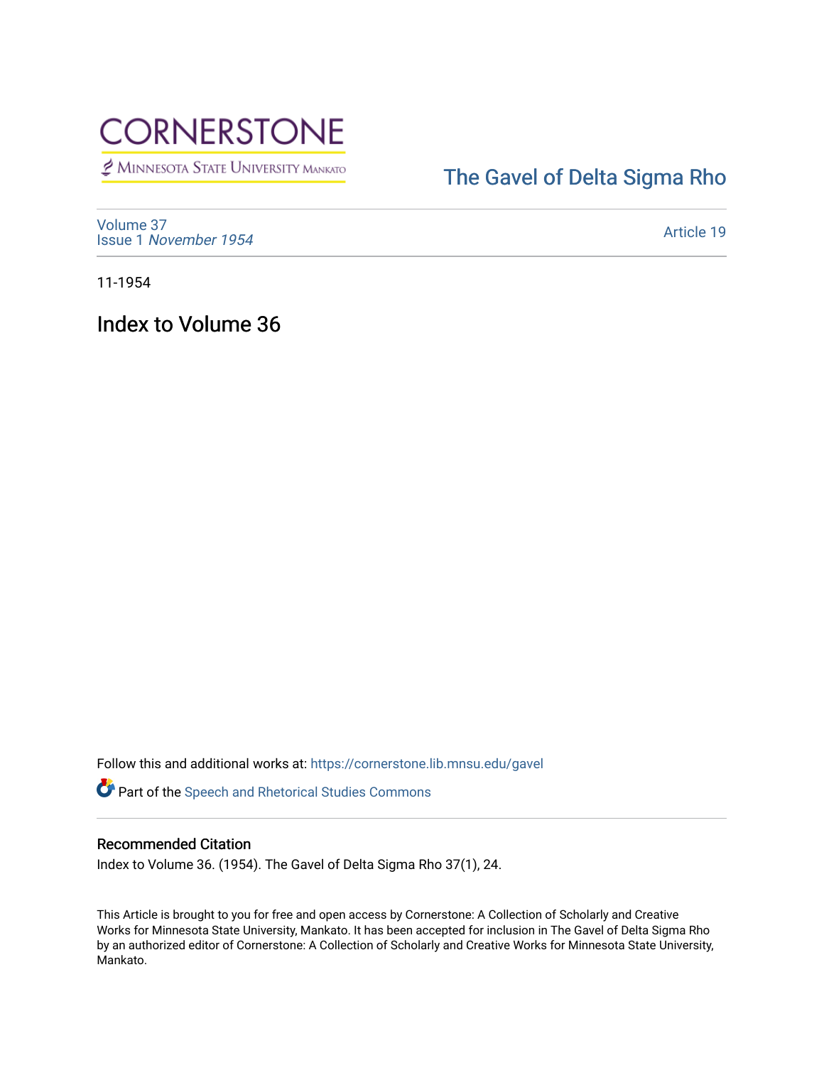CORNERSTONE

Minnesota State University Mankato

The Gavel of Delta Sigma Rho

Volume 37
Issue 1 *November 1954*

Article 19

11-1954

# Index to Volume 36

Follow this and additional works at: https://cornerstone.lib.mnsu.edu/gavel

Part of the Speech and Rhetorical Studies Commons

## Recommended Citation

Index to Volume 36. (1954). The Gavel of Delta Sigma Rho 37(1), 24.

This Article is brought to you for free and open access by Cornerstone: A Collection of Scholarly and Creative Works for Minnesota State University, Mankato. It has been accepted for inclusion in The Gavel of Delta Sigma Rho by an authorized editor of Cornerstone: A Collection of Scholarly and Creative Works for Minnesota State University, Mankato.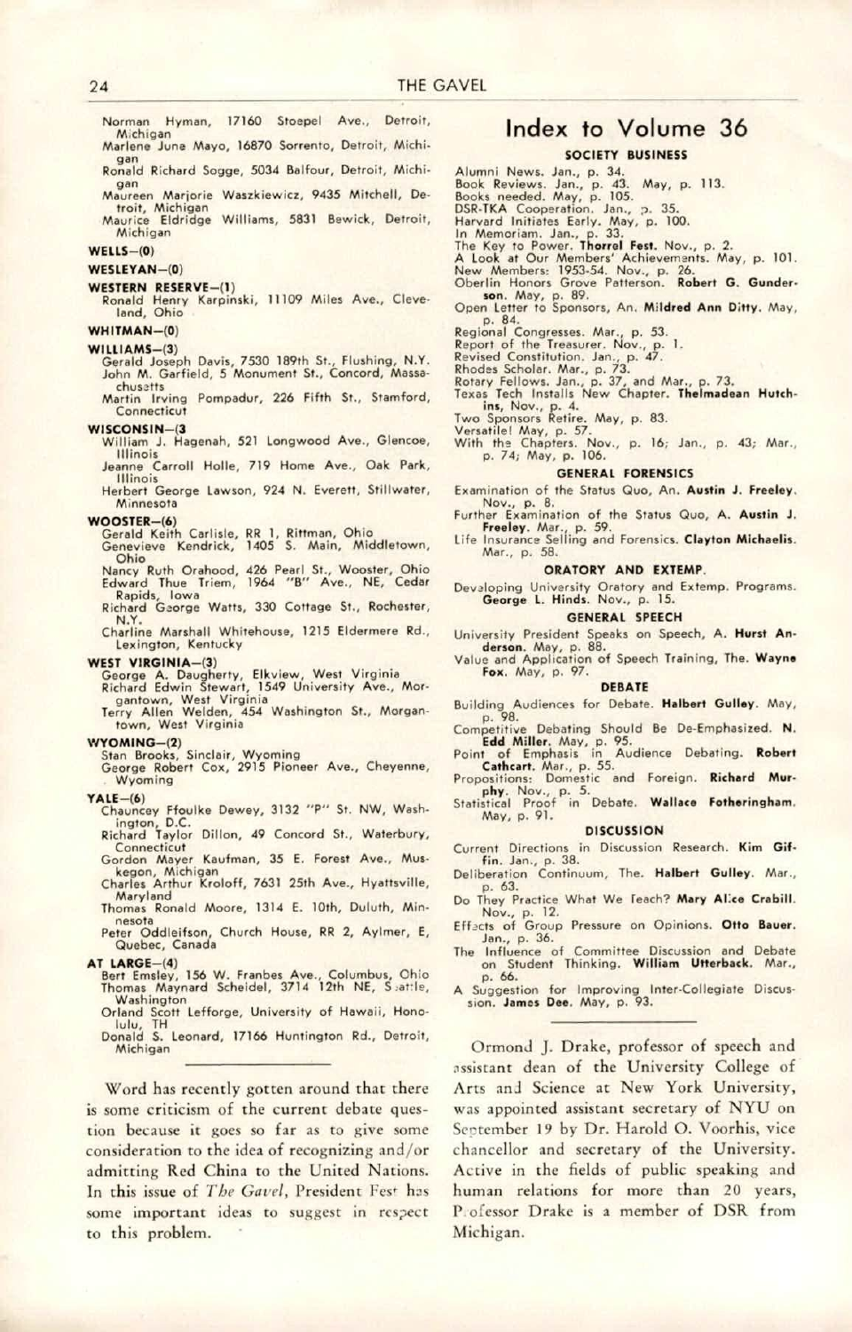Norman Hyman, 17160 Stoepel Ave., Detroit, Michigan
Marlene June Mayo, 16870 Sorrento, Detroit, Michigan
Ronald Richard Sogge, 5034 Balfour, Detroit, Michigan
Maureen Marjorie Waszkiewicz, 9435 Mitchell, Detroit, Michigan
Maurice Eldridge Williams, 5831 Bewick, Detroit, Michigan

**WELLS—(0)**

**WESLEYAN—(0)**

**WESTERN RESERVE—(1)**
Ronald Henry Karpinski, 11109 Miles Ave., Cleveland, Ohio

**WHITMAN—(0)**

**WILLIAMS—(3)**
Gerald Joseph Davis, 7530 189th St., Flushing, N.Y.
John M. Garfield, 5 Monument St., Concord, Massachusetts
Martin Irving Pompadur, 226 Fifth St., Stamford, Connecticut

**WISCONSIN—(3**
William J. Hagenah, 521 Longwood Ave., Glencoe, Illinois
Jeanne Carroll Holle, 719 Home Ave., Oak Park, Illinois
Herbert George Lawson, 924 N. Everett, Stillwater, Minnesota

**WOOSTER—(6)**
Gerald Keith Carlisle, RR 1, Rittman, Ohio
Genevieve Kendrick, 1405 S. Main, Middletown, Ohio
Nancy Ruth Orahood, 426 Pearl St., Wooster, Ohio
Edward Thue Triem, 1964 "B" Ave., NE, Cedar Rapids, Iowa
Richard George Watts, 330 Cottage St., Rochester, N.Y.
Charline Marshall Whitehouse, 1215 Eldermere Rd., Lexington, Kentucky

**WEST VIRGINIA—(3)**
George A. Daugherty, Elkview, West Virginia
Richard Edwin Stewart, 1549 University Ave., Morgantown, West Virginia
Terry Allen Welden, 454 Washington St., Morgantown, West Virginia

**WYOMING—(2)**
Stan Brooks, Sinclair, Wyoming
George Robert Cox, 2915 Pioneer Ave., Cheyenne, Wyoming

**YALE—(6)**
Chauncey Ffoulke Dewey, 3132 "P" St. NW, Washington, D.C.
Richard Taylor Dillon, 49 Concord St., Waterbury, Connecticut
Gordon Mayer Kaufman, 35 E. Forest Ave., Muskegon, Michigan
Charles Arthur Kroloff, 7631 25th Ave., Hyattsville, Maryland
Thomas Ronald Moore, 1314 E. 10th, Duluth, Minnesota
Peter Oddleifson, Church House, RR 2, Aylmer, E, Quebec, Canada

**AT LARGE—(4)**
Bert Emsley, 156 W. Franbes Ave., Columbus, Ohio
Thomas Maynard Scheidel, 3714 12th NE, Seattle, Washington
Orland Scott Lefforge, University of Hawaii, Honolulu, TH
Donald S. Leonard, 17166 Huntington Rd., Detroit, Michigan

---

Word has recently gotten around that there is some criticism of the current debate question because it goes so far as to give some consideration to the idea of recognizing and/or admitting Red China to the United Nations. In this issue of *The Gavel*, President Fest has some important ideas to suggest in respect to this problem.

## Index to Volume 36

### SOCIETY BUSINESS

Alumni News. Jan., p. 34.
Book Reviews. Jan., p. 43. May, p. 113.
Books needed. May, p. 105.
DSR-TKA Cooperation. Jan., p. 35.
Harvard Initiates Early. May, p. 100.
In Memoriam. Jan., p. 33.
The Key to Power. **Thorrel Fest.** Nov., p. 2.
A Look at Our Members' Achievements. May, p. 101.
New Members: 1953-54. Nov., p. 26.
Oberlin Honors Grove Patterson. **Robert G. Gunderson.** May, p. 89.
Open Letter to Sponsors, An. **Mildred Ann Ditty.** May, p. 84.
Regional Congresses. Mar., p. 53.
Report of the Treasurer. Nov., p. 1.
Revised Constitution. Jan., p. 47.
Rhodes Scholar. Mar., p. 73.
Rotary Fellows. Jan., p. 37, and Mar., p. 73.
Texas Tech Installs New Chapter. **Thelmadean Hutchins,** Nov., p. 4.
Two Sponsors Retire. May, p. 83.
Versatile! May, p. 57.
With the Chapters. Nov., p. 16; Jan., p. 43; Mar., p. 74; May, p. 106.

### GENERAL FORENSICS

Examination of the Status Quo, An. **Austin J. Freeley.** Nov., p. 8.
Further Examination of the Status Quo, A. **Austin J. Freeley.** Mar., p. 59.
Life Insurance Selling and Forensics. **Clayton Michaelis.** Mar., p. 58.

### ORATORY AND EXTEMP.

Developing University Oratory and Extemp. Programs. **George L. Hinds.** Nov., p. 15.

### GENERAL SPEECH

University President Speaks on Speech, A. **Hurst Anderson.** May, p. 88.
Value and Application of Speech Training, The. **Wayne Fox.** May, p. 97.

### DEBATE

Building Audiences for Debate. **Halbert Gulley.** May, p. 98.
Competitive Debating Should Be De-Emphasized. **N. Edd Miller.** May, p. 95.
Point of Emphasis in Audience Debating. **Robert Cathcart.** Mar., p. 55.
Propositions: Domestic and Foreign. **Richard Murphy.** Nov., p. 5.
Statistical Proof in Debate. **Wallace Fotheringham.** May, p. 91.

### DISCUSSION

Current Directions in Discussion Research. **Kim Giffin.** Jan., p. 38.
Deliberation Continuum, The. **Halbert Gulley.** Mar., p. 63.
Do They Practice What We Teach? **Mary Alice Crabill.** Nov., p. 12.
Effects of Group Pressure on Opinions. **Otto Bauer.** Jan., p. 36.
The Influence of Committee Discussion and Debate on Student Thinking. **William Utterback.** Mar., p. 66.
A Suggestion for Improving Inter-Collegiate Discussion. **James Dee.** May, p. 93.

---

Ormond J. Drake, professor of speech and assistant dean of the University College of Arts and Science at New York University, was appointed assistant secretary of NYU on September 19 by Dr. Harold O. Voorhis, vice chancellor and secretary of the University. Active in the fields of public speaking and human relations for more than 20 years, Professor Drake is a member of DSR from Michigan.